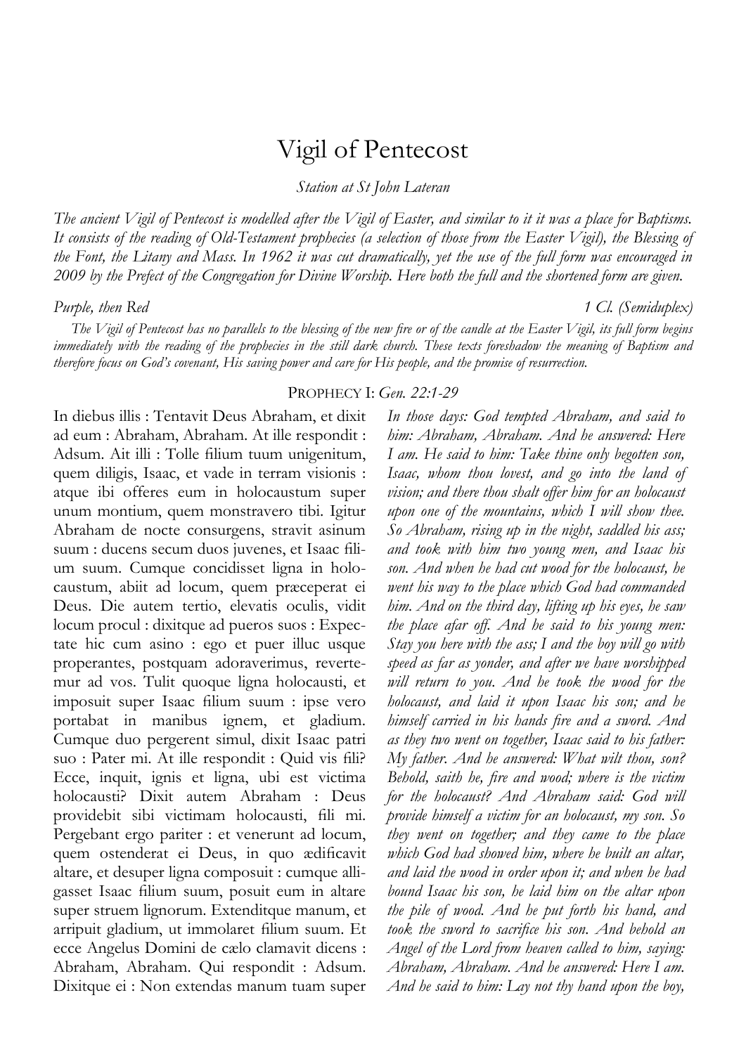# Vigil of Pentecost

*Station at St John Lateran*

*The ancient Vigil of Pentecost is modelled after the Vigil of Easter, and similar to it it was a place for Baptisms. It consists of the reading of Old-Testament prophecies (a selection of those from the Easter Vigil), the Blessing of the Font, the Litany and Mass. In 1962 it was cut dramatically, yet the use of the full form was encouraged in 2009 by the Prefect of the Congregation for Divine Worship. Here both the full and the shortened form are given.*

*Purple, then Red* — *1 Cl. (Semiduplex)*

*The Vigil of Pentecost has no parallels to the blessing of the new fire or of the candle at the Easter Vigil, its full form begins immediately with the reading of the prophecies in the still dark church. These texts foreshadow the meaning of Baptism and therefore focus on God's covenant, His saving power and care for His people, and the promise of resurrection.*

PROPHECY I: *Gen. 22:1-29*

In diebus illis : Tentavit Deus Abraham, et dixit ad eum : Abraham, Abraham. At ille respondit : Adsum. Ait illi : Tolle filium tuum unigenitum, quem diligis, Isaac, et vade in terram visionis : atque ibi offeres eum in holocaustum super unum montium, quem monstravero tibi. Igitur Abraham de nocte consurgens, stravit asinum suum : ducens secum duos juvenes, et Isaac filium suum. Cumque concidisset ligna in holocaustum, abiit ad locum, quem præceperat ei Deus. Die autem tertio, elevatis oculis, vidit locum procul : dixitque ad pueros suos : Expectate hic cum asino : ego et puer illuc usque properantes, postquam adoraverimus, revertemur ad vos. Tulit quoque ligna holocausti, et imposuit super Isaac filium suum : ipse vero portabat in manibus ignem, et gladium. Cumque duo pergerent simul, dixit Isaac patri suo : Pater mi. At ille respondit : Quid vis fili? Ecce, inquit, ignis et ligna, ubi est victima holocausti? Dixit autem Abraham : Deus providebit sibi victimam holocausti, fili mi. Pergebant ergo pariter : et venerunt ad locum, quem ostenderat ei Deus, in quo ædificavit altare, et desuper ligna composuit : cumque alligasset Isaac filium suum, posuit eum in altare super struem lignorum. Extenditque manum, et arripuit gladium, ut immolaret filium suum. Et ecce Angelus Domini de cælo clamavit dicens : Abraham, Abraham. Qui respondit : Adsum. Dixitque ei : Non extendas manum tuam super

*In those days: God tempted Abraham, and said to him: Abraham, Abraham. And he answered: Here I am. He said to him: Take thine only begotten son, Isaac, whom thou lovest, and go into the land of vision; and there thou shalt offer him for an holocaust upon one of the mountains, which I will show thee. So Abraham, rising up in the night, saddled his ass; and took with him two young men, and Isaac his son. And when he had cut wood for the holocaust, he went his way to the place which God had commanded him. And on the third day, lifting up his eyes, he saw the place afar off. And he said to his young men: Stay you here with the ass; I and the boy will go with speed as far as yonder, and after we have worshipped will return to you. And he took the wood for the holocaust, and laid it upon Isaac his son; and he himself carried in his hands fire and a sword. And as they two went on together, Isaac said to his father: My father. And he answered: What wilt thou, son? Behold, saith he, fire and wood; where is the victim for the holocaust? And Abraham said: God will provide himself a victim for an holocaust, my son. So they went on together; and they came to the place which God had showed him, where he built an altar, and laid the wood in order upon it; and when he had bound Isaac his son, he laid him on the altar upon the pile of wood. And he put forth his hand, and took the sword to sacrifice his son. And behold an Angel of the Lord from heaven called to him, saying: Abraham, Abraham. And he answered: Here I am. And he said to him: Lay not thy hand upon the boy,*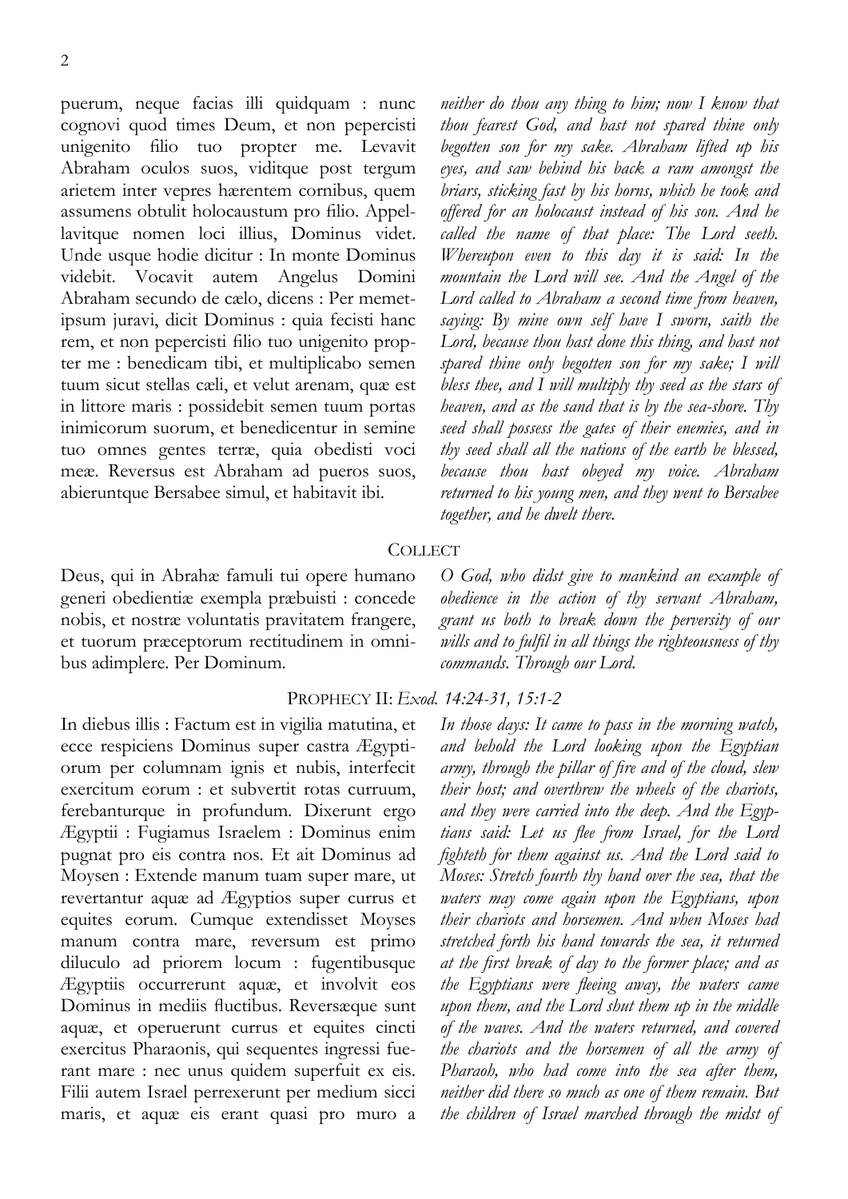puerum, neque facias illi quidquam : nunc cognovi quod times Deum, et non pepercisti unigenito filio tuo propter me. Levavit Abraham oculos suos, viditque post tergum arietem inter vepres hærentem cornibus, quem assumens obtulit holocaustum pro filio. Appellavitque nomen loci illius, Dominus videt. Unde usque hodie dicitur : In monte Dominus videbit. Vocavit autem Angelus Domini Abraham secundo de cælo, dicens : Per memetipsum juravi, dicit Dominus : quia fecisti hanc rem, et non pepercisti filio tuo unigenito propter me : benedicam tibi, et multiplicabo semen tuum sicut stellas cæli, et velut arenam, quæ est in littore maris : possidebit semen tuum portas inimicorum suorum, et benedicentur in semine tuo omnes gentes terræ, quia obedisti voci meæ. Reversus est Abraham ad pueros suos, abieruntque Bersabee simul, et habitavit ibi.

*neither do thou any thing to him; now I know that thou fearest God, and hast not spared thine only begotten son for my sake. Abraham lifted up his eyes, and saw behind his back a ram amongst the briars, sticking fast by his horns, which he took and offered for an holocaust instead of his son. And he called the name of that place: The Lord seeth. Whereupon even to this day it is said: In the mountain the Lord will see. And the Angel of the Lord called to Abraham a second time from heaven, saying: By mine own self have I sworn, saith the Lord, because thou hast done this thing, and hast not spared thine only begotten son for my sake; I will bless thee, and I will multiply thy seed as the stars of heaven, and as the sand that is by the sea-shore. Thy seed shall possess the gates of their enemies, and in thy seed shall all the nations of the earth be blessed, because thou hast obeyed my voice. Abraham returned to his young men, and they went to Bersabee together, and he dwelt there.*

## Collect

Deus, qui in Abrahæ famuli tui opere humano generi obedientiæ exempla præbuisti : concede nobis, et nostræ voluntatis pravitatem frangere, et tuorum præceptorum rectitudinem in omnibus adimplere. Per Dominum.

*O God, who didst give to mankind an example of obedience in the action of thy servant Abraham, grant us both to break down the perversity of our wills and to fulfil in all things the righteousness of thy commands. Through our Lord.*

## Prophecy II: *Exod. 14:24-31, 15:1-2*

In diebus illis : Factum est in vigilia matutina, et ecce respiciens Dominus super castra Ægyptiorum per columnam ignis et nubis, interfecit exercitum eorum : et subvertit rotas curruum, ferebanturque in profundum. Dixerunt ergo Ægyptii : Fugiamus Israelem : Dominus enim pugnat pro eis contra nos. Et ait Dominus ad Moysen : Extende manum tuam super mare, ut revertantur aquæ ad Ægyptios super currus et equites eorum. Cumque extendisset Moyses manum contra mare, reversum est primo diluculo ad priorem locum : fugentibusque Ægyptiis occurrerunt aquæ, et involvit eos Dominus in mediis fluctibus. Reversæque sunt aquæ, et operuerunt currus et equites cincti exercitus Pharaonis, qui sequentes ingressi fuerant mare : nec unus quidem superfuit ex eis. Filii autem Israel perrexerunt per medium sicci maris, et aquæ eis erant quasi pro muro a

*In those days: It came to pass in the morning watch, and behold the Lord looking upon the Egyptian army, through the pillar of fire and of the cloud, slew their host; and overthrew the wheels of the chariots, and they were carried into the deep. And the Egyptians said: Let us flee from Israel, for the Lord fighteth for them against us. And the Lord said to Moses: Stretch fourth thy hand over the sea, that the waters may come again upon the Egyptians, upon their chariots and horsemen. And when Moses had stretched forth his hand towards the sea, it returned at the first break of day to the former place; and as the Egyptians were fleeing away, the waters came upon them, and the Lord shut them up in the middle of the waves. And the waters returned, and covered the chariots and the horsemen of all the army of Pharaoh, who had come into the sea after them, neither did there so much as one of them remain. But the children of Israel marched through the midst of*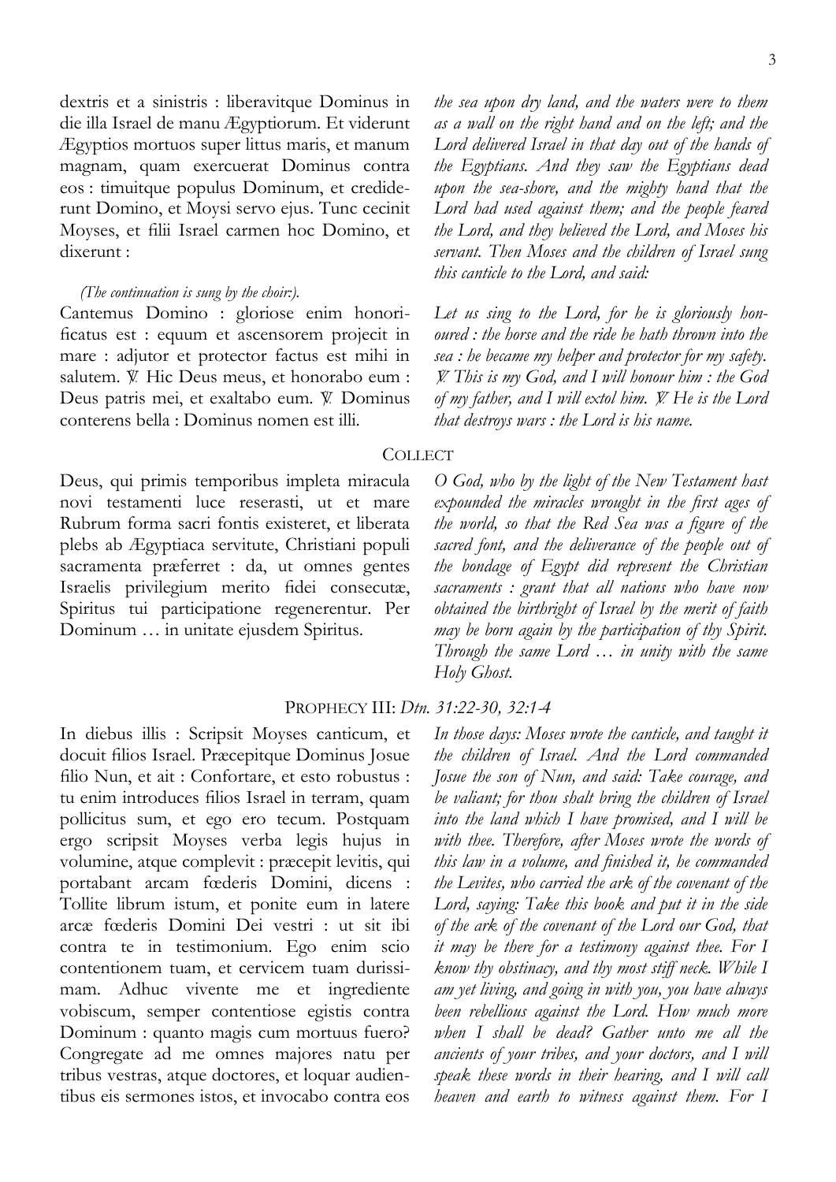dextris et a sinistris : liberavitque Dominus in die illa Israel de manu Ægyptiorum. Et viderunt Ægyptios mortuos super littus maris, et manum magnam, quam exercuerat Dominus contra eos : timuitque populus Dominum, et crediderunt Domino, et Moysi servo ejus. Tunc cecinit Moyses, et filii Israel carmen hoc Domino, et dixerunt :

*the sea upon dry land, and the waters were to them as a wall on the right hand and on the left; and the Lord delivered Israel in that day out of the hands of the Egyptians. And they saw the Egyptians dead upon the sea-shore, and the mighty hand that the Lord had used against them; and the people feared the Lord, and they believed the Lord, and Moses his servant. Then Moses and the children of Israel sung this canticle to the Lord, and said:*

*(The continuation is sung by the choir:).*

Cantemus Domino : gloriose enim honorificatus est : equum et ascensorem projecit in mare : adjutor et protector factus est mihi in salutem. ℣ Hic Deus meus, et honorabo eum : Deus patris mei, et exaltabo eum. ℣ Dominus conterens bella : Dominus nomen est illi.

*Let us sing to the Lord, for he is gloriously honoured : the horse and the ride he hath thrown into the sea : he became my helper and protector for my safety. ℣ This is my God, and I will honour him : the God of my father, and I will extol him. ℣ He is the Lord that destroys wars : the Lord is his name.*

## COLLECT

Deus, qui primis temporibus impleta miracula novi testamenti luce reserasti, ut et mare Rubrum forma sacri fontis existeret, et liberata plebs ab Ægyptiaca servitute, Christiani populi sacramenta præferret : da, ut omnes gentes Israelis privilegium merito fidei consecutæ, Spiritus tui participatione regenerentur. Per Dominum … in unitate ejusdem Spiritus.

*O God, who by the light of the New Testament hast expounded the miracles wrought in the first ages of the world, so that the Red Sea was a figure of the sacred font, and the deliverance of the people out of the bondage of Egypt did represent the Christian sacraments : grant that all nations who have now obtained the birthright of Israel by the merit of faith may be born again by the participation of thy Spirit. Through the same Lord … in unity with the same Holy Ghost.*

## PROPHECY III: *Dtn. 31:22-30, 32:1-4*

In diebus illis : Scripsit Moyses canticum, et docuit filios Israel. Præcepitque Dominus Josue filio Nun, et ait : Confortare, et esto robustus : tu enim introduces filios Israel in terram, quam pollicitus sum, et ego ero tecum. Postquam ergo scripsit Moyses verba legis hujus in volumine, atque complevit : præcepit levitis, qui portabant arcam fœderis Domini, dicens : Tollite librum istum, et ponite eum in latere arcæ fœderis Domini Dei vestri : ut sit ibi contra te in testimonium. Ego enim scio contentionem tuam, et cervicem tuam durissimam. Adhuc vivente me et ingrediente vobiscum, semper contentiose egistis contra Dominum : quanto magis cum mortuus fuero? Congregate ad me omnes majores natu per tribus vestras, atque doctores, et loquar audientibus eis sermones istos, et invocabo contra eos

*In those days: Moses wrote the canticle, and taught it the children of Israel. And the Lord commanded Josue the son of Nun, and said: Take courage, and be valiant; for thou shalt bring the children of Israel into the land which I have promised, and I will be with thee. Therefore, after Moses wrote the words of this law in a volume, and finished it, he commanded the Levites, who carried the ark of the covenant of the Lord, saying: Take this book and put it in the side of the ark of the covenant of the Lord our God, that it may be there for a testimony against thee. For I know thy obstinacy, and thy most stiff neck. While I am yet living, and going in with you, you have always been rebellious against the Lord. How much more when I shall be dead? Gather unto me all the ancients of your tribes, and your doctors, and I will speak these words in their hearing, and I will call heaven and earth to witness against them. For I*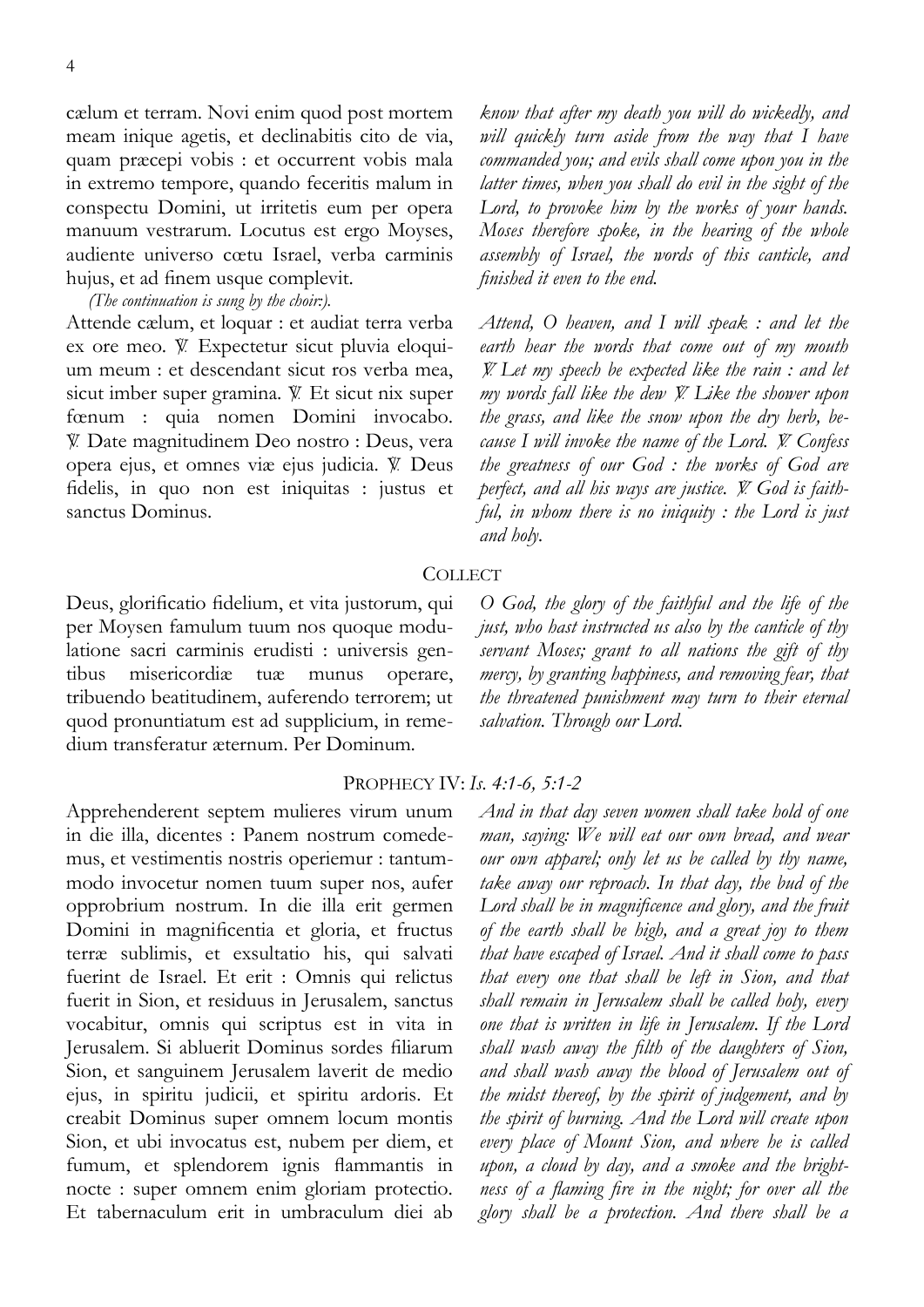cælum et terram. Novi enim quod post mortem meam inique agetis, et declinabitis cito de via, quam præcepi vobis : et occurrent vobis mala in extremo tempore, quando feceritis malum in conspectu Domini, ut irritetis eum per opera manuum vestrarum. Locutus est ergo Moyses, audiente universo cœtu Israel, verba carminis hujus, et ad finem usque complevit.

*know that after my death you will do wickedly, and will quickly turn aside from the way that I have commanded you; and evils shall come upon you in the latter times, when you shall do evil in the sight of the Lord, to provoke him by the works of your hands. Moses therefore spoke, in the hearing of the whole assembly of Israel, the words of this canticle, and finished it even to the end.*

*(The continuation is sung by the choir:).*

Attende cælum, et loquar : et audiat terra verba ex ore meo. ℣. Expectetur sicut pluvia eloquium meum : et descendant sicut ros verba mea, sicut imber super gramina. ℣. Et sicut nix super fœnum : quia nomen Domini invocabo. ℣. Date magnitudinem Deo nostro : Deus, vera opera ejus, et omnes viæ ejus judicia. ℣. Deus fidelis, in quo non est iniquitas : justus et sanctus Dominus.

*Attend, O heaven, and I will speak : and let the earth hear the words that come out of my mouth ℣. Let my speech be expected like the rain : and let my words fall like the dew ℣. Like the shower upon the grass, and like the snow upon the dry herb, because I will invoke the name of the Lord. ℣. Confess the greatness of our God : the works of God are perfect, and all his ways are justice. ℣. God is faithful, in whom there is no iniquity : the Lord is just and holy.*

## Collect

Deus, glorificatio fidelium, et vita justorum, qui per Moysen famulum tuum nos quoque modulatione sacri carminis erudisti : universis gentibus misericordiæ tuæ munus operare, tribuendo beatitudinem, auferendo terrorem; ut quod pronuntiatum est ad supplicium, in remedium transferatur æternum. Per Dominum.

*O God, the glory of the faithful and the life of the just, who hast instructed us also by the canticle of thy servant Moses; grant to all nations the gift of thy mercy, by granting happiness, and removing fear, that the threatened punishment may turn to their eternal salvation. Through our Lord.*

## Prophecy IV: *Is. 4:1-6, 5:1-2*

Apprehenderent septem mulieres virum unum in die illa, dicentes : Panem nostrum comedemus, et vestimentis nostris operiemur : tantummodo invocetur nomen tuum super nos, aufer opprobrium nostrum. In die illa erit germen Domini in magnificentia et gloria, et fructus terræ sublimis, et exsultatio his, qui salvati fuerint de Israel. Et erit : Omnis qui relictus fuerit in Sion, et residuus in Jerusalem, sanctus vocabitur, omnis qui scriptus est in vita in Jerusalem. Si abluerit Dominus sordes filiarum Sion, et sanguinem Jerusalem laverit de medio ejus, in spiritu judicii, et spiritu ardoris. Et creabit Dominus super omnem locum montis Sion, et ubi invocatus est, nubem per diem, et fumum, et splendorem ignis flammantis in nocte : super omnem enim gloriam protectio. Et tabernaculum erit in umbraculum diei ab

*And in that day seven women shall take hold of one man, saying: We will eat our own bread, and wear our own apparel; only let us be called by thy name, take away our reproach. In that day, the bud of the Lord shall be in magnificence and glory, and the fruit of the earth shall be high, and a great joy to them that have escaped of Israel. And it shall come to pass that every one that shall be left in Sion, and that shall remain in Jerusalem shall be called holy, every one that is written in life in Jerusalem. If the Lord shall wash away the filth of the daughters of Sion, and shall wash away the blood of Jerusalem out of the midst thereof, by the spirit of judgement, and by the spirit of burning. And the Lord will create upon every place of Mount Sion, and where he is called upon, a cloud by day, and a smoke and the brightness of a flaming fire in the night; for over all the glory shall be a protection. And there shall be a*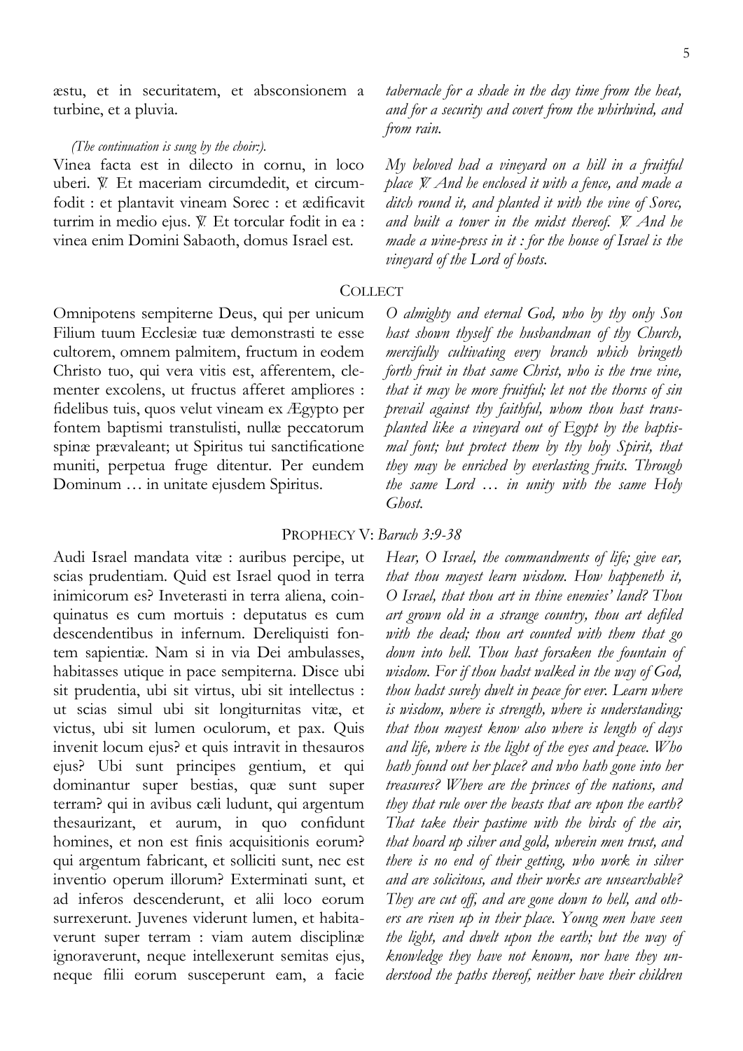æstu, et in securitatem, et absconsionem a turbine, et a pluvia.

*tabernacle for a shade in the day time from the heat, and for a security and covert from the whirlwind, and from rain.*

*(The continuation is sung by the choir:).*

Vinea facta est in dilecto in cornu, in loco uberi. ℣. Et maceriam circumdedit, et circumfodit : et plantavit vineam Sorec : et ædificavit turrim in medio ejus. ℣. Et torcular fodit in ea : vinea enim Domini Sabaoth, domus Israel est.

*My beloved had a vineyard on a hill in a fruitful place ℣. And he enclosed it with a fence, and made a ditch round it, and planted it with the vine of Sorec, and built a tower in the midst thereof. ℣. And he made a wine-press in it : for the house of Israel is the vineyard of the Lord of hosts.*

## COLLECT

Omnipotens sempiterne Deus, qui per unicum Filium tuum Ecclesiæ tuæ demonstrasti te esse cultorem, omnem palmitem, fructum in eodem Christo tuo, qui vera vitis est, afferentem, clementer excolens, ut fructus afferet ampliores : fidelibus tuis, quos velut vineam ex Ægypto per fontem baptismi transtulisti, nullæ peccatorum spinæ prævaleant; ut Spiritus tui sanctificatione muniti, perpetua fruge ditentur. Per eundem Dominum … in unitate ejusdem Spiritus.

*O almighty and eternal God, who by thy only Son hast shown thyself the husbandman of thy Church, mercifully cultivating every branch which bringeth forth fruit in that same Christ, who is the true vine, that it may be more fruitful; let not the thorns of sin prevail against thy faithful, whom thou hast transplanted like a vineyard out of Egypt by the baptismal font; but protect them by thy holy Spirit, that they may be enriched by everlasting fruits. Through the same Lord … in unity with the same Holy Ghost.*

## PROPHECY V: *Baruch 3:9-38*

Audi Israel mandata vitæ : auribus percipe, ut scias prudentiam. Quid est Israel quod in terra inimicorum es? Inveterasti in terra aliena, coinquinatus es cum mortuis : deputatus es cum descendentibus in infernum. Dereliquisti fontem sapientiæ. Nam si in via Dei ambulasses, habitasses utique in pace sempiterna. Disce ubi sit prudentia, ubi sit virtus, ubi sit intellectus : ut scias simul ubi sit longiturnitas vitæ, et victus, ubi sit lumen oculorum, et pax. Quis invenit locum ejus? et quis intravit in thesauros ejus? Ubi sunt principes gentium, et qui dominantur super bestias, quæ sunt super terram? qui in avibus cæli ludunt, qui argentum thesaurizant, et aurum, in quo confidunt homines, et non est finis acquisitionis eorum? qui argentum fabricant, et solliciti sunt, nec est inventio operum illorum? Exterminati sunt, et ad inferos descenderunt, et alii loco eorum surrexerunt. Juvenes viderunt lumen, et habitaverunt super terram : viam autem disciplinæ ignoraverunt, neque intellexerunt semitas ejus, neque filii eorum susceperunt eam, a facie

*Hear, O Israel, the commandments of life; give ear, that thou mayest learn wisdom. How happeneth it, O Israel, that thou art in thine enemies' land? Thou art grown old in a strange country, thou art defiled with the dead; thou art counted with them that go down into hell. Thou hast forsaken the fountain of wisdom. For if thou hadst walked in the way of God, thou hadst surely dwelt in peace for ever. Learn where is wisdom, where is strength, where is understanding; that thou mayest know also where is length of days and life, where is the light of the eyes and peace. Who hath found out her place? and who hath gone into her treasures? Where are the princes of the nations, and they that rule over the beasts that are upon the earth? That take their pastime with the birds of the air, that hoard up silver and gold, wherein men trust, and there is no end of their getting, who work in silver and are solicitous, and their works are unsearchable? They are cut off, and are gone down to hell, and others are risen up in their place. Young men have seen the light, and dwelt upon the earth; but the way of knowledge they have not known, nor have they understood the paths thereof, neither have their children*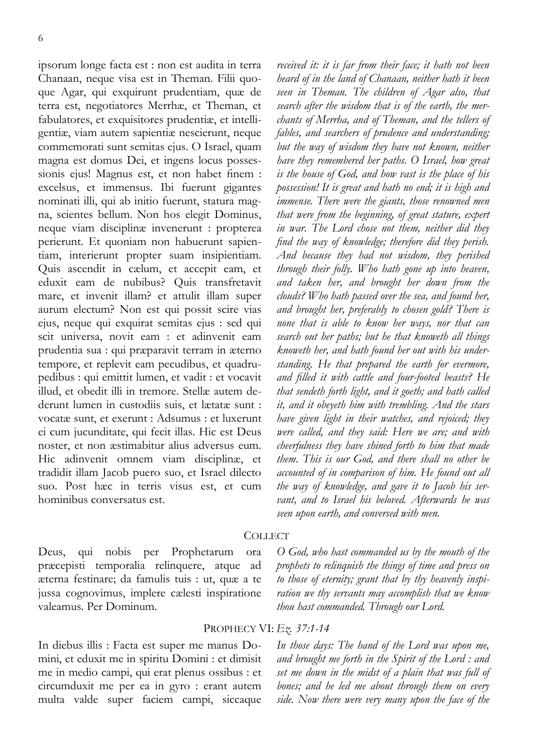ipsorum longe facta est : non est audita in terra Chanaan, neque visa est in Theman. Filii quoque Agar, qui exquirunt prudentiam, quæ de terra est, negotiatores Merrhæ, et Theman, et fabulatores, et exquisitores prudentiæ, et intelligentiæ, viam autem sapientiæ nescierunt, neque commemorati sunt semitas ejus. O Israel, quam magna est domus Dei, et ingens locus possessionis ejus! Magnus est, et non habet finem : excelsus, et immensus. Ibi fuerunt gigantes nominati illi, qui ab initio fuerunt, statura magna, scientes bellum. Non hos elegit Dominus, neque viam disciplinæ invenerunt : propterea perierunt. Et quoniam non habuerunt sapientiam, interierunt propter suam insipientiam. Quis ascendit in cælum, et accepit eam, et eduxit eam de nubibus? Quis transfretavit mare, et invenit illam? et attulit illam super aurum electum? Non est qui possit scire vias ejus, neque qui exquirat semitas ejus : sed qui scit universa, novit eam : et adinvenit eam prudentia sua : qui præparavit terram in æterno tempore, et replevit eam pecudibus, et quadrupedibus : qui emittit lumen, et vadit : et vocavit illud, et obedit illi in tremore. Stellæ autem dederunt lumen in custodiis suis, et lætatæ sunt : vocatæ sunt, et exerunt : Adsumus : et luxerunt ei cum jucunditate, qui fecit illas. Hic est Deus noster, et non æstimabitur alius adversus eum. Hic adinvenit omnem viam disciplinæ, et tradidit illam Jacob puero suo, et Israel dilecto suo. Post hæc in terris visus est, et cum hominibus conversatus est.

*received it: it is far from their face; it hath not been heard of in the land of Chanaan, neither hath it been seen in Theman. The children of Agar also, that search after the wisdom that is of the earth, the merchants of Merrha, and of Theman, and the tellers of fables, and searchers of prudence and understanding; but the way of wisdom they have not known, neither have they remembered her paths. O Israel, how great is the house of God, and how vast is the place of his possession! It is great and hath no end; it is high and immense. There were the giants, those renowned men that were from the beginning, of great stature, expert in war. The Lord chose not them, neither did they find the way of knowledge; therefore did they perish. And because they had not wisdom, they perished through their folly. Who hath gone up into heaven, and taken her, and brought her down from the clouds? Who hath passed over the sea, and found her, and brought her, preferably to chosen gold? There is none that is able to know her ways, nor that can search out her paths; but he that knoweth all things knoweth her, and hath found her out with his understanding. He that prepared the earth for evermore, and filled it with cattle and four-footed beasts? He that sendeth forth light, and it goeth; and hath called it, and it obeyeth him with trembling. And the stars have given light in their watches, and rejoiced; they were called, and they said: Here we are; and with cheerfulness they have shined forth to him that made them. This is our God, and there shall no other be accounted of in comparison of him. He found out all the way of knowledge, and gave it to Jacob his servant, and to Israel his beloved. Afterwards he was seen upon earth, and conversed with men.*

## Collect

Deus, qui nobis per Prophetarum ora præcepisti temporalia relinquere, atque ad æterna festinare; da famulis tuis : ut, quæ a te jussa cognovimus, implere cælesti inspiratione valeamus. Per Dominum.

*O God, who hast commanded us by the mouth of the prophets to relinquish the things of time and press on to those of eternity; grant that by thy heavenly inspiration we thy servants may accomplish that we know thou hast commanded. Through our Lord.*

## Prophecy VI: *Ez. 37:1-14*

In diebus illis : Facta est super me manus Domini, et eduxit me in spiritu Domini : et dimisit me in medio campi, qui erat plenus ossibus : et circumduxit me per ea in gyro : erant autem multa valde super faciem campi, siccaque

*In those days: The hand of the Lord was upon me, and brought me forth in the Spirit of the Lord : and set me down in the midst of a plain that was full of bones; and he led me about through them on every side. Now there were very many upon the face of the*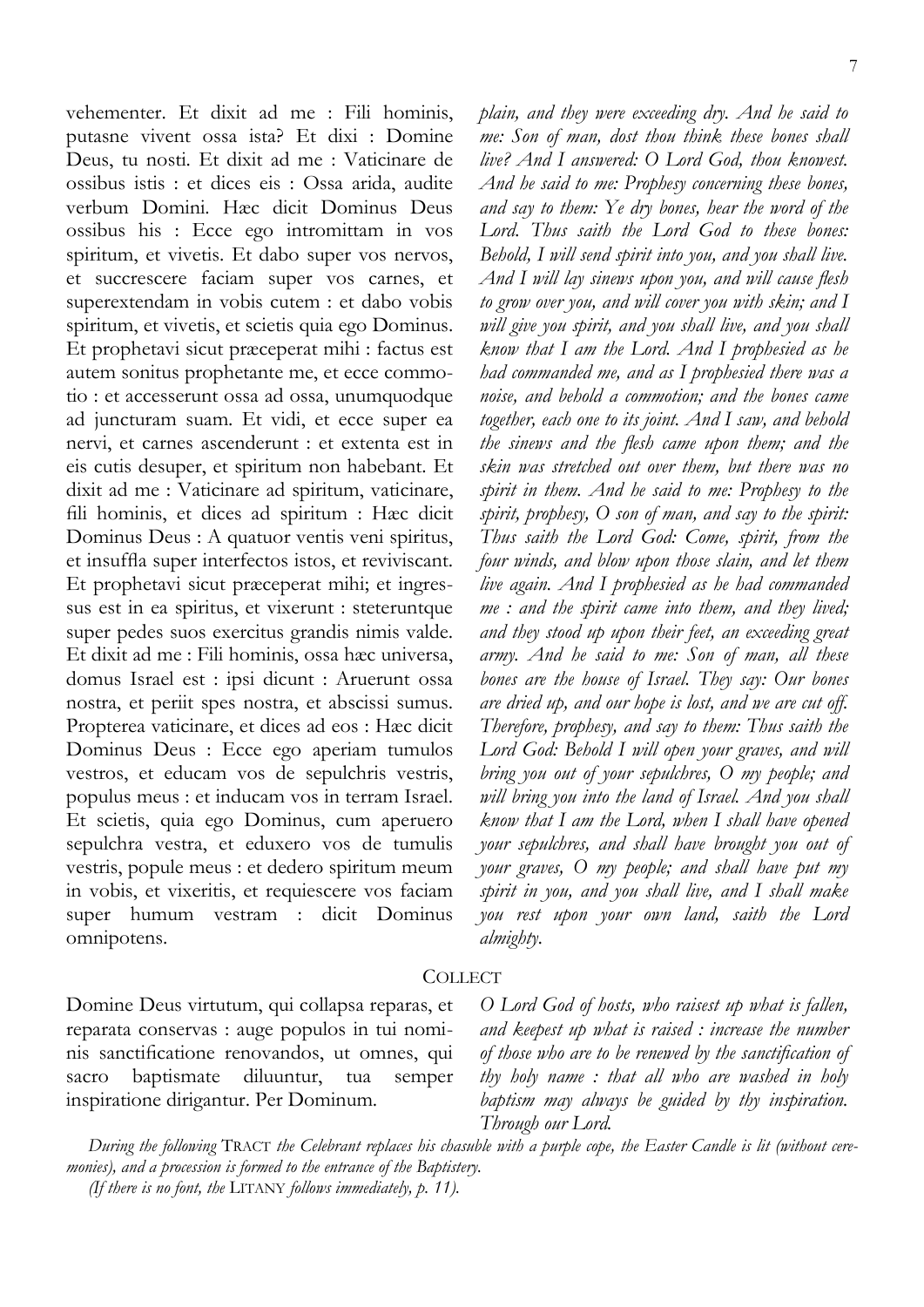vehementer. Et dixit ad me : Fili hominis, putasne vivent ossa ista? Et dixi : Domine Deus, tu nosti. Et dixit ad me : Vaticinare de ossibus istis : et dices eis : Ossa arida, audite verbum Domini. Hæc dicit Dominus Deus ossibus his : Ecce ego intromittam in vos spiritum, et vivetis. Et dabo super vos nervos, et succrescere faciam super vos carnes, et superextendam in vobis cutem : et dabo vobis spiritum, et vivetis, et scietis quia ego Dominus. Et prophetavi sicut præceperat mihi : factus est autem sonitus prophetante me, et ecce commotio : et accesserunt ossa ad ossa, unumquodque ad juncturam suam. Et vidi, et ecce super ea nervi, et carnes ascenderunt : et extenta est in eis cutis desuper, et spiritum non habebant. Et dixit ad me : Vaticinare ad spiritum, vaticinare, fili hominis, et dices ad spiritum : Hæc dicit Dominus Deus : A quatuor ventis veni spiritus, et insuffla super interfectos istos, et reviviscant. Et prophetavi sicut præceperat mihi; et ingressus est in ea spiritus, et vixerunt : steteruntque super pedes suos exercitus grandis nimis valde. Et dixit ad me : Fili hominis, ossa hæc universa, domus Israel est : ipsi dicunt : Aruerunt ossa nostra, et periit spes nostra, et abscissi sumus. Propterea vaticinare, et dices ad eos : Hæc dicit Dominus Deus : Ecce ego aperiam tumulos vestros, et educam vos de sepulchris vestris, populus meus : et inducam vos in terram Israel. Et scietis, quia ego Dominus, cum aperuero sepulchra vestra, et eduxero vos de tumulis vestris, popule meus : et dedero spiritum meum in vobis, et vixeritis, et requiescere vos faciam super humum vestram : dicit Dominus omnipotens.

*plain, and they were exceeding dry. And he said to me: Son of man, dost thou think these bones shall live? And I answered: O Lord God, thou knowest. And he said to me: Prophesy concerning these bones, and say to them: Ye dry bones, hear the word of the Lord. Thus saith the Lord God to these bones: Behold, I will send spirit into you, and you shall live. And I will lay sinews upon you, and will cause flesh to grow over you, and will cover you with skin; and I will give you spirit, and you shall live, and you shall know that I am the Lord. And I prophesied as he had commanded me, and as I prophesied there was a noise, and behold a commotion; and the bones came together, each one to its joint. And I saw, and behold the sinews and the flesh came upon them; and the skin was stretched out over them, but there was no spirit in them. And he said to me: Prophesy to the spirit, prophesy, O son of man, and say to the spirit: Thus saith the Lord God: Come, spirit, from the four winds, and blow upon those slain, and let them live again. And I prophesied as he had commanded me : and the spirit came into them, and they lived; and they stood up upon their feet, an exceeding great army. And he said to me: Son of man, all these bones are the house of Israel. They say: Our bones are dried up, and our hope is lost, and we are cut off. Therefore, prophesy, and say to them: Thus saith the Lord God: Behold I will open your graves, and will bring you out of your sepulchres, O my people; and will bring you into the land of Israel. And you shall know that I am the Lord, when I shall have opened your sepulchres, and shall have brought you out of your graves, O my people; and shall have put my spirit in you, and you shall live, and I shall make you rest upon your own land, saith the Lord almighty.*

## COLLECT

Domine Deus virtutum, qui collapsa reparas, et reparata conservas : auge populos in tui nominis sanctificatione renovandos, ut omnes, qui sacro baptismate diluuntur, tua semper inspiratione dirigantur. Per Dominum.

*O Lord God of hosts, who raisest up what is fallen, and keepest up what is raised : increase the number of those who are to be renewed by the sanctification of thy holy name : that all who are washed in holy baptism may always be guided by thy inspiration. Through our Lord.*

*During the following* TRACT *the Celebrant replaces his chasuble with a purple cope, the Easter Candle is lit (without ceremonies), and a procession is formed to the entrance of the Baptistery.*

*(If there is no font, the* LITANY *follows immediately, p. 11).*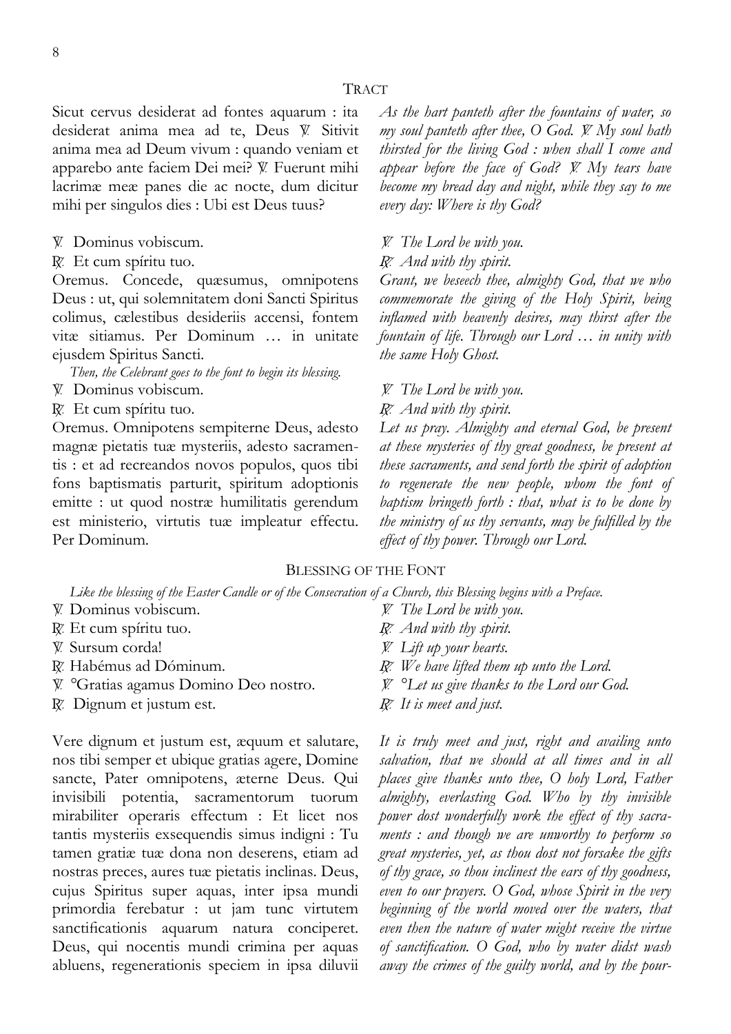## Tract

Sicut cervus desiderat ad fontes aquarum : ita desiderat anima mea ad te, Deus ℣ Sitivit anima mea ad Deum vivum : quando veniam et apparebo ante faciem Dei mei? ℣ Fuerunt mihi lacrimæ meæ panes die ac nocte, dum dicitur mihi per singulos dies : Ubi est Deus tuus?

*As the hart panteth after the fountains of water, so my soul panteth after thee, O God. ℣ My soul hath thirsted for the living God : when shall I come and appear before the face of God? ℣ My tears have become my bread day and night, while they say to me every day: Where is thy God?*

℣ Dominus vobiscum.
℟ Et cum spíritu tuo.

*℣ The Lord be with you.*
*℟ And with thy spirit.*

Oremus. Concede, quæsumus, omnipotens Deus : ut, qui solemnitatem doni Sancti Spiritus colimus, cælestibus desideriis accensi, fontem vitæ sitiamus. Per Dominum … in unitate ejusdem Spiritus Sancti.

*Grant, we beseech thee, almighty God, that we who commemorate the giving of the Holy Spirit, being inflamed with heavenly desires, may thirst after the fountain of life. Through our Lord … in unity with the same Holy Ghost.*

*Then, the Celebrant goes to the font to begin its blessing.*

℣ Dominus vobiscum.
℟ Et cum spíritu tuo.

*℣ The Lord be with you.*
*℟ And with thy spirit.*

Oremus. Omnipotens sempiterne Deus, adesto magnæ pietatis tuæ mysteriis, adesto sacramentis : et ad recreandos novos populos, quos tibi fons baptismatis parturit, spiritum adoptionis emitte : ut quod nostræ humilitatis gerendum est ministerio, virtutis tuæ impleatur effectu. Per Dominum.

*Let us pray. Almighty and eternal God, be present at these mysteries of thy great goodness, be present at these sacraments, and send forth the spirit of adoption to regenerate the new people, whom the font of baptism bringeth forth : that, what is to be done by the ministry of us thy servants, may be fulfilled by the effect of thy power. Through our Lord.*

## Blessing of the Font

*Like the blessing of the Easter Candle or of the Consecration of a Church, this Blessing begins with a Preface.*

℣ Dominus vobiscum.
℟ Et cum spíritu tuo.
℣ Sursum corda!
℟ Habémus ad Dóminum.
℣ °Gratias agamus Domino Deo nostro.
℟ Dignum et justum est.

*℣ The Lord be with you.*
*℟ And with thy spirit.*
*℣ Lift up your hearts.*
*℟ We have lifted them up unto the Lord.*
*℣ °Let us give thanks to the Lord our God.*
*℟ It is meet and just.*

Vere dignum et justum est, æquum et salutare, nos tibi semper et ubique gratias agere, Domine sancte, Pater omnipotens, æterne Deus. Qui invisibili potentia, sacramentorum tuorum mirabiliter operaris effectum : Et licet nos tantis mysteriis exsequendis simus indigni : Tu tamen gratiæ tuæ dona non deserens, etiam ad nostras preces, aures tuæ pietatis inclinas. Deus, cujus Spiritus super aquas, inter ipsa mundi primordia ferebatur : ut jam tunc virtutem sanctificationis aquarum natura conciperet. Deus, qui nocentis mundi crimina per aquas abluens, regenerationis speciem in ipsa diluvii

*It is truly meet and just, right and availing unto salvation, that we should at all times and in all places give thanks unto thee, O holy Lord, Father almighty, everlasting God. Who by thy invisible power dost wonderfully work the effect of thy sacraments : and though we are unworthy to perform so great mysteries, yet, as thou dost not forsake the gifts of thy grace, so thou inclinest the ears of thy goodness, even to our prayers. O God, whose Spirit in the very beginning of the world moved over the waters, that even then the nature of water might receive the virtue of sanctification. O God, who by water didst wash away the crimes of the guilty world, and by the pour-*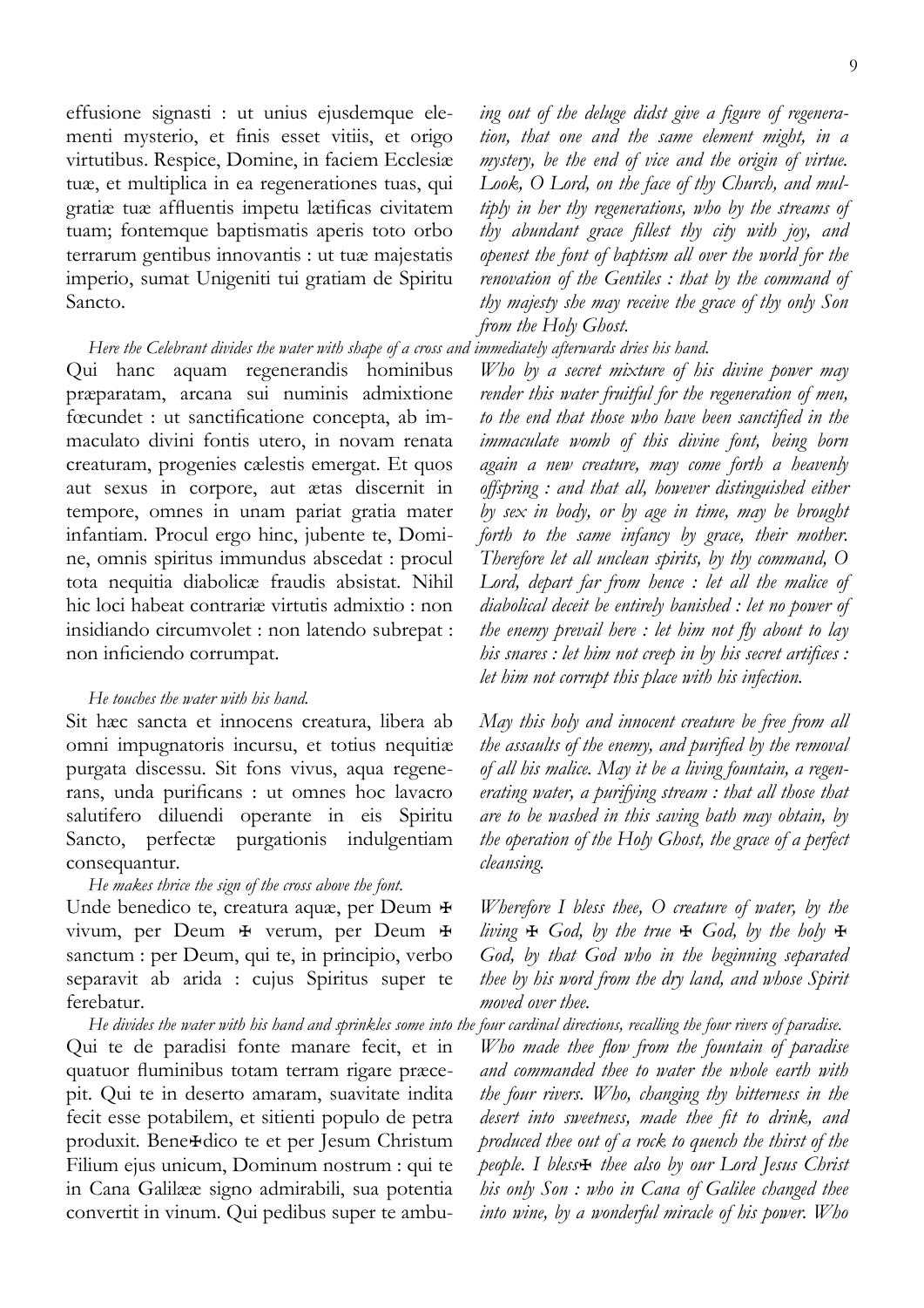effusione signasti : ut unius ejusdemque elementi mysterio, et finis esset vitiis, et origo virtutibus. Respice, Domine, in faciem Ecclesiæ tuæ, et multiplica in ea regenerationes tuas, qui gratiæ tuæ affluentis impetu lætificas civitatem tuam; fontemque baptismatis aperis toto orbo terrarum gentibus innovantis : ut tuæ majestatis imperio, sumat Unigeniti tui gratiam de Spiritu Sancto.

*ing out of the deluge didst give a figure of regeneration, that one and the same element might, in a mystery, be the end of vice and the origin of virtue. Look, O Lord, on the face of thy Church, and multiply in her thy regenerations, who by the streams of thy abundant grace fillest thy city with joy, and openest the font of baptism all over the world for the renovation of the Gentiles : that by the command of thy majesty she may receive the grace of thy only Son from the Holy Ghost.*

*Here the Celebrant divides the water with shape of a cross and immediately afterwards dries his hand.*

Qui hanc aquam regenerandis hominibus præparatam, arcana sui numinis admixtione fœcundet : ut sanctificatione concepta, ab immaculato divini fontis utero, in novam renata creaturam, progenies cælestis emergat. Et quos aut sexus in corpore, aut ætas discernit in tempore, omnes in unam pariat gratia mater infantiam. Procul ergo hinc, jubente te, Domine, omnis spiritus immundus abscedat : procul tota nequitia diabolicæ fraudis absistat. Nihil hic loci habeat contrariæ virtutis admixtio : non insidiando circumvolet : non latendo subrepat : non inficiendo corrumpat.

*Who by a secret mixture of his divine power may render this water fruitful for the regeneration of men, to the end that those who have been sanctified in the immaculate womb of this divine font, being born again a new creature, may come forth a heavenly offspring : and that all, however distinguished either by sex in body, or by age in time, may be brought forth to the same infancy by grace, their mother. Therefore let all unclean spirits, by thy command, O Lord, depart far from hence : let all the malice of diabolical deceit be entirely banished : let no power of the enemy prevail here : let him not fly about to lay his snares : let him not creep in by his secret artifices : let him not corrupt this place with his infection.*

*He touches the water with his hand.*

Sit hæc sancta et innocens creatura, libera ab omni impugnatoris incursu, et totius nequitiæ purgata discessu. Sit fons vivus, aqua regenerans, unda purificans : ut omnes hoc lavacro salutifero diluendi operante in eis Spiritu Sancto, perfectæ purgationis indulgentiam consequantur.

*May this holy and innocent creature be free from all the assaults of the enemy, and purified by the removal of all his malice. May it be a living fountain, a regenerating water, a purifying stream : that all those that are to be washed in this saving bath may obtain, by the operation of the Holy Ghost, the grace of a perfect cleansing.*

*He makes thrice the sign of the cross above the font.*

Unde benedico te, creatura aquæ, per Deum ✠ vivum, per Deum ✠ verum, per Deum ✠ sanctum : per Deum, qui te, in principio, verbo separavit ab arida : cujus Spiritus super te ferebatur.

*Wherefore I bless thee, O creature of water, by the living ✠ God, by the true ✠ God, by the holy ✠ God, by that God who in the beginning separated thee by his word from the dry land, and whose Spirit moved over thee.*

*He divides the water with his hand and sprinkles some into the four cardinal directions, recalling the four rivers of paradise.*

Qui te de paradisi fonte manare fecit, et in quatuor fluminibus totam terram rigare præcepit. Qui te in deserto amaram, suavitate indita fecit esse potabilem, et sitienti populo de petra produxit. Bene✠dico te et per Jesum Christum Filium ejus unicum, Dominum nostrum : qui te in Cana Galilææ signo admirabili, sua potentia convertit in vinum. Qui pedibus super te ambu-

*Who made thee flow from the fountain of paradise and commanded thee to water the whole earth with the four rivers. Who, changing thy bitterness in the desert into sweetness, made thee fit to drink, and produced thee out of a rock to quench the thirst of the people. I bless✠ thee also by our Lord Jesus Christ his only Son : who in Cana of Galilee changed thee into wine, by a wonderful miracle of his power. Who*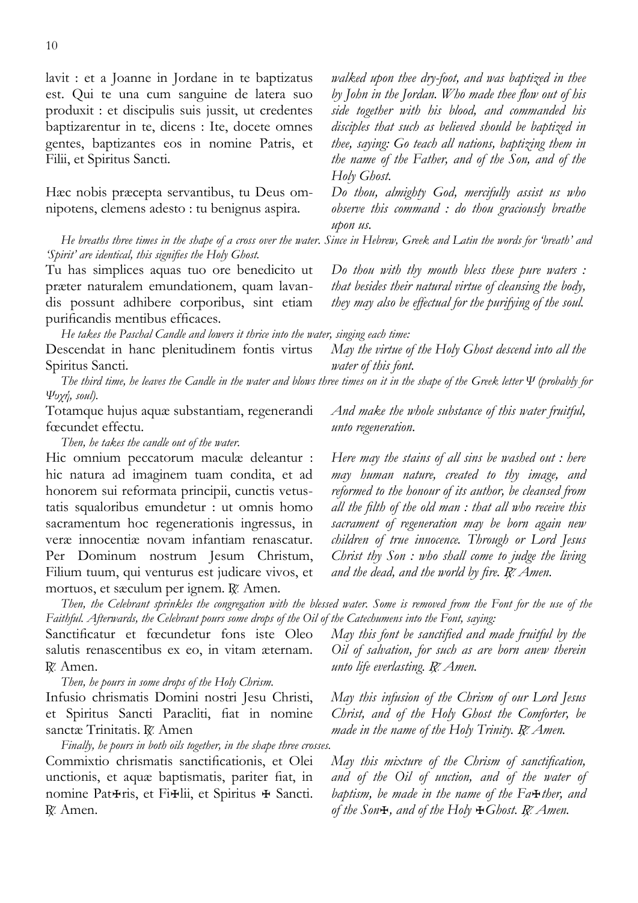lavit : et a Joanne in Jordane in te baptizatus est. Qui te una cum sanguine de latera suo produxit : et discipulis suis jussit, ut credentes baptizarentur in te, dicens : Ite, docete omnes gentes, baptizantes eos in nomine Patris, et Filii, et Spiritus Sancti.

*walked upon thee dry-foot, and was baptized in thee by John in the Jordan. Who made thee flow out of his side together with his blood, and commanded his disciples that such as believed should be baptized in thee, saying: Go teach all nations, baptizing them in the name of the Father, and of the Son, and of the Holy Ghost.*

Hæc nobis præcepta servantibus, tu Deus omnipotens, clemens adesto : tu benignus aspira.

*Do thou, almighty God, mercifully assist us who observe this command : do thou graciously breathe upon us.*

*He breaths three times in the shape of a cross over the water. Since in Hebrew, Greek and Latin the words for 'breath' and 'Spirit' are identical, this signifies the Holy Ghost.*

Tu has simplices aquas tuo ore benedicito ut præter naturalem emundationem, quam lavandis possunt adhibere corporibus, sint etiam purificandis mentibus efficaces.

*Do thou with thy mouth bless these pure waters : that besides their natural virtue of cleansing the body, they may also be effectual for the purifying of the soul.*

*He takes the Paschal Candle and lowers it thrice into the water, singing each time:*

Descendat in hanc plenitudinem fontis virtus Spiritus Sancti.

*May the virtue of the Holy Ghost descend into all the water of this font.*

*The third time, he leaves the Candle in the water and blows three times on it in the shape of the Greek letter Ψ (probably for Ψυχή, soul).*

Totamque hujus aquæ substantiam, regenerandi fœcundet effectu.

*And make the whole substance of this water fruitful, unto regeneration.*

*Then, he takes the candle out of the water.*

Hic omnium peccatorum maculæ deleantur : hic natura ad imaginem tuam condita, et ad honorem sui reformata principii, cunctis vetustatis squaloribus emundetur : ut omnis homo sacramentum hoc regenerationis ingressus, in veræ innocentiæ novam infantiam renascatur. Per Dominum nostrum Jesum Christum, Filium tuum, qui venturus est judicare vivos, et mortuos, et sæculum per ignem. ℟. Amen.

*Here may the stains of all sins be washed out : here may human nature, created to thy image, and reformed to the honour of its author, be cleansed from all the filth of the old man : that all who receive this sacrament of regeneration may be born again new children of true innocence. Through or Lord Jesus Christ thy Son : who shall come to judge the living and the dead, and the world by fire. ℟. Amen.*

*Then, the Celebrant sprinkles the congregation with the blessed water. Some is removed from the Font for the use of the Faithful. Afterwards, the Celebrant pours some drops of the Oil of the Catechumens into the Font, saying:*

Sanctificatur et fœcundetur fons iste Oleo salutis renascentibus ex eo, in vitam æternam. ℟. Amen.

*May this font be sanctified and made fruitful by the Oil of salvation, for such as are born anew therein unto life everlasting. ℟. Amen.*

*Then, he pours in some drops of the Holy Chrism.*

Infusio chrismatis Domini nostri Jesu Christi, et Spiritus Sancti Paracliti, fiat in nomine sanctæ Trinitatis. ℟. Amen

*May this infusion of the Chrism of our Lord Jesus Christ, and of the Holy Ghost the Comforter, be made in the name of the Holy Trinity. ℟. Amen.*

*Finally, he pours in both oils together, in the shape three crosses.*

Commixtio chrismatis sanctificationis, et Olei unctionis, et aquæ baptismatis, pariter fiat, in nomine Pat✠ris, et Fi✠lii, et Spiritus ✠ Sancti. ℟. Amen.

*May this mixture of the Chrism of sanctification, and of the Oil of unction, and of the water of baptism, be made in the name of the Fa✠ther, and of the Son✠, and of the Holy ✠Ghost. ℟. Amen.*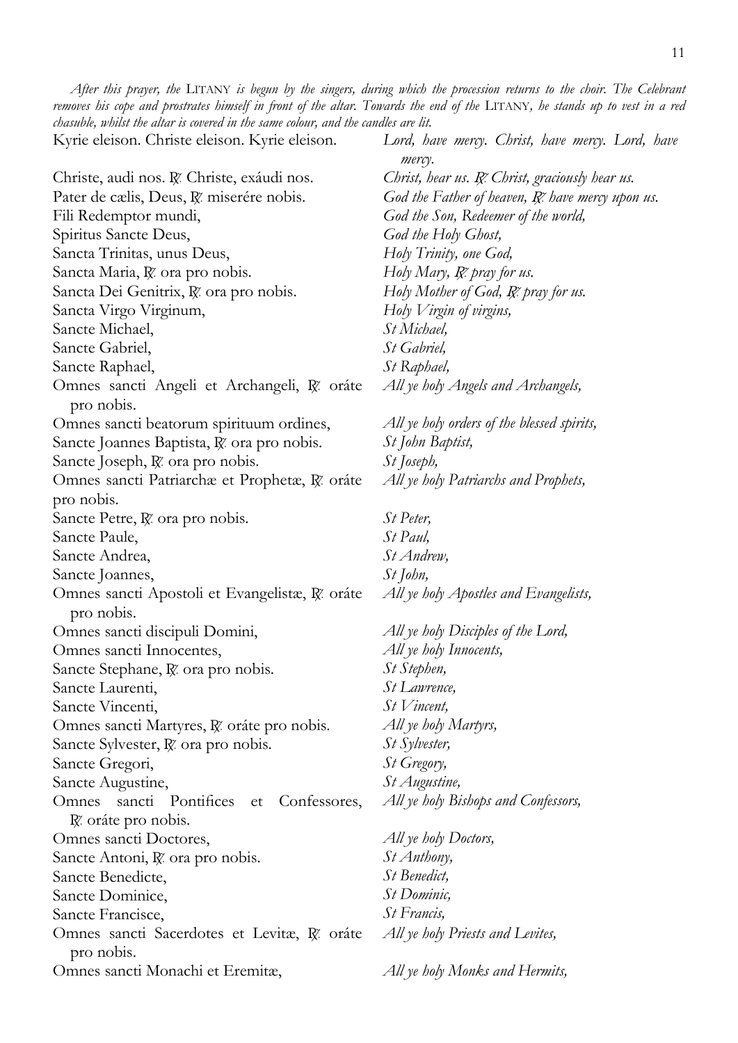*After this prayer, the* LITANY *is begun by the singers, during which the procession returns to the choir. The Celebrant removes his cope and prostrates himself in front of the altar. Towards the end of the* LITANY*, he stands up to vest in a red chasuble, whilst the altar is covered in the same colour, and the candles are lit.*

| | |
|---|---|
| Kyrie eleison. Christe eleison. Kyrie eleison. | *Lord, have mercy. Christ, have mercy. Lord, have mercy.* |
| Christe, audi nos. ℟. Christe, exáudi nos. | *Christ, hear us. ℟. Christ, graciously hear us.* |
| Pater de cælis, Deus, ℟. miserére nobis. | *God the Father of heaven, ℟. have mercy upon us.* |
| Fili Redemptor mundi, | *God the Son, Redeemer of the world,* |
| Spiritus Sancte Deus, | *God the Holy Ghost,* |
| Sancta Trinitas, unus Deus, | *Holy Trinity, one God,* |
| Sancta Maria, ℟. ora pro nobis. | *Holy Mary, ℟. pray for us.* |
| Sancta Dei Genitrix, ℟. ora pro nobis. | *Holy Mother of God, ℟. pray for us.* |
| Sancta Virgo Virginum, | *Holy Virgin of virgins,* |
| Sancte Michael, | *St Michael,* |
| Sancte Gabriel, | *St Gabriel,* |
| Sancte Raphael, | *St Raphael,* |
| Omnes sancti Angeli et Archangeli, ℟. oráte pro nobis. | *All ye holy Angels and Archangels,* |
| Omnes sancti beatorum spirituum ordines, | *All ye holy orders of the blessed spirits,* |
| Sancte Joannes Baptista, ℟. ora pro nobis. | *St John Baptist,* |
| Sancte Joseph, ℟. ora pro nobis. | *St Joseph,* |
| Omnes sancti Patriarchæ et Prophetæ, ℟. oráte pro nobis. | *All ye holy Patriarchs and Prophets,* |
| Sancte Petre, ℟. ora pro nobis. | *St Peter,* |
| Sancte Paule, | *St Paul,* |
| Sancte Andrea, | *St Andrew,* |
| Sancte Joannes, | *St John,* |
| Omnes sancti Apostoli et Evangelistæ, ℟. oráte pro nobis. | *All ye holy Apostles and Evangelists,* |
| Omnes sancti discipuli Domini, | *All ye holy Disciples of the Lord,* |
| Omnes sancti Innocentes, | *All ye holy Innocents,* |
| Sancte Stephane, ℟. ora pro nobis. | *St Stephen,* |
| Sancte Laurenti, | *St Lawrence,* |
| Sancte Vincenti, | *St Vincent,* |
| Omnes sancti Martyres, ℟. oráte pro nobis. | *All ye holy Martyrs,* |
| Sancte Sylvester, ℟. ora pro nobis. | *St Sylvester,* |
| Sancte Gregori, | *St Gregory,* |
| Sancte Augustine, | *St Augustine,* |
| Omnes sancti Pontifices et Confessores, ℟. oráte pro nobis. | *All ye holy Bishops and Confessors,* |
| Omnes sancti Doctores, | *All ye holy Doctors,* |
| Sancte Antoni, ℟. ora pro nobis. | *St Anthony,* |
| Sancte Benedicte, | *St Benedict,* |
| Sancte Dominice, | *St Dominic,* |
| Sancte Francisce, | *St Francis,* |
| Omnes sancti Sacerdotes et Levitæ, ℟. oráte pro nobis. | *All ye holy Priests and Levites,* |
| Omnes sancti Monachi et Eremitæ, | *All ye holy Monks and Hermits,* |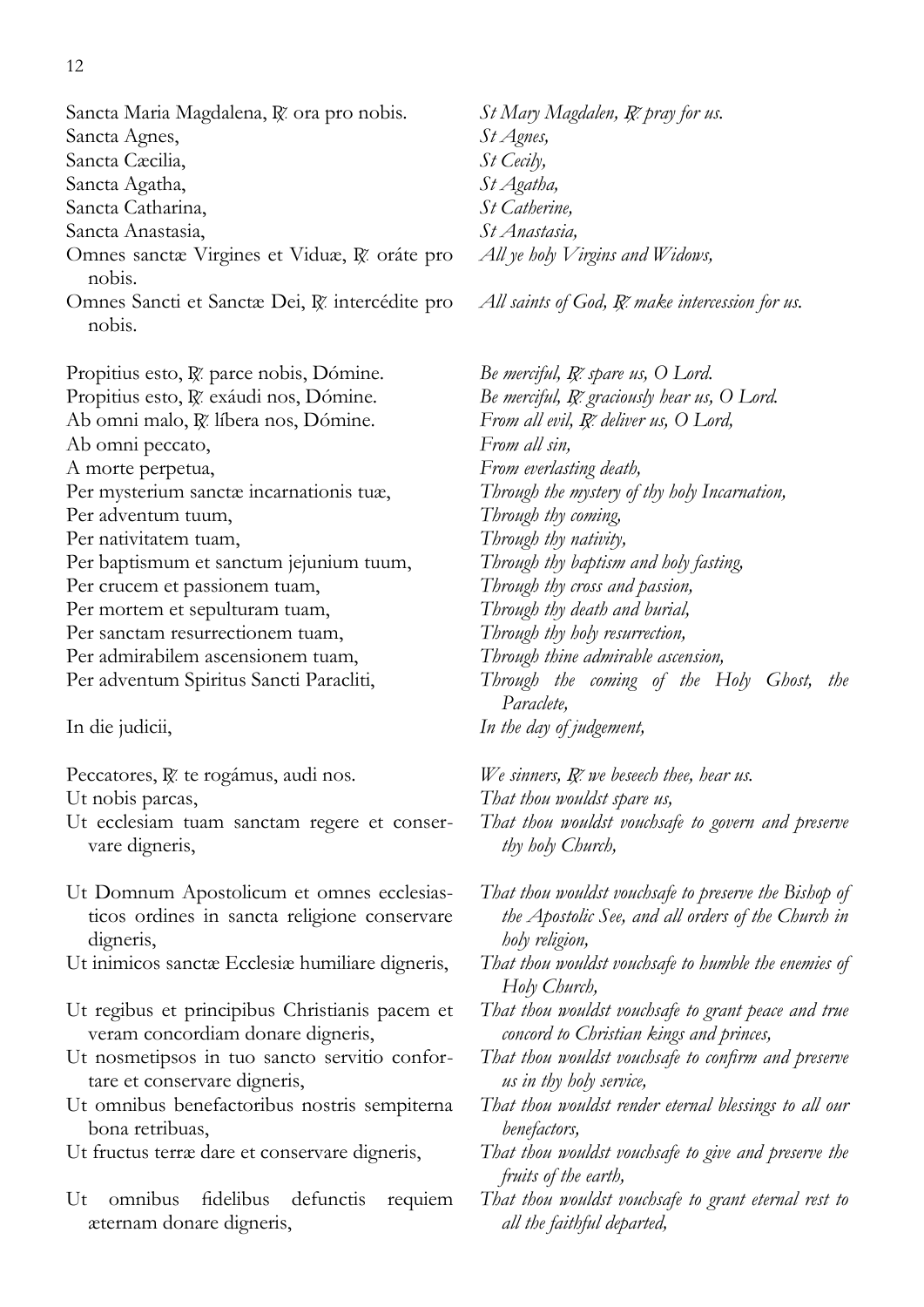| | |
|---|---|
| Sancta Maria Magdalena, ℟ ora pro nobis. | *St Mary Magdalen, ℟ pray for us.* |
| Sancta Agnes, | *St Agnes,* |
| Sancta Cæcilia, | *St Cecily,* |
| Sancta Agatha, | *St Agatha,* |
| Sancta Catharina, | *St Catherine,* |
| Sancta Anastasia, | *St Anastasia,* |
| Omnes sanctæ Virgines et Viduæ, ℟ oráte pro nobis. | *All ye holy Virgins and Widows,* |
| Omnes Sancti et Sanctæ Dei, ℟ intercédite pro nobis. | *All saints of God, ℟ make intercession for us.* |
| | |
| Propitius esto, ℟ parce nobis, Dómine. | *Be merciful, ℟ spare us, O Lord.* |
| Propitius esto, ℟ exáudi nos, Dómine. | *Be merciful, ℟ graciously hear us, O Lord.* |
| Ab omni malo, ℟ líbera nos, Dómine. | *From all evil, ℟ deliver us, O Lord,* |
| Ab omni peccato, | *From all sin,* |
| A morte perpetua, | *From everlasting death,* |
| Per mysterium sanctæ incarnationis tuæ, | *Through the mystery of thy holy Incarnation,* |
| Per adventum tuum, | *Through thy coming,* |
| Per nativitatem tuam, | *Through thy nativity,* |
| Per baptismum et sanctum jejunium tuum, | *Through thy baptism and holy fasting,* |
| Per crucem et passionem tuam, | *Through thy cross and passion,* |
| Per mortem et sepulturam tuam, | *Through thy death and burial,* |
| Per sanctam resurrectionem tuam, | *Through thy holy resurrection,* |
| Per admirabilem ascensionem tuam, | *Through thine admirable ascension,* |
| Per adventum Spiritus Sancti Paracliti, | *Through the coming of the Holy Ghost, the Paraclete,* |
| In die judicii, | *In the day of judgement,* |
| | |
| Peccatores, ℟ te rogámus, audi nos. | *We sinners, ℟ we beseech thee, hear us.* |
| Ut nobis parcas, | *That thou wouldst spare us,* |
| Ut ecclesiam tuam sanctam regere et conservare digneris, | *That thou wouldst vouchsafe to govern and preserve thy holy Church,* |
| Ut Domnum Apostolicum et omnes ecclesiasticos ordines in sancta religione conservare digneris, | *That thou wouldst vouchsafe to preserve the Bishop of the Apostolic See, and all orders of the Church in holy religion,* |
| Ut inimicos sanctæ Ecclesiæ humiliare digneris, | *That thou wouldst vouchsafe to humble the enemies of Holy Church,* |
| Ut regibus et principibus Christianis pacem et veram concordiam donare digneris, | *That thou wouldst vouchsafe to grant peace and true concord to Christian kings and princes,* |
| Ut nosmetipsos in tuo sancto servitio confortare et conservare digneris, | *That thou wouldst vouchsafe to confirm and preserve us in thy holy service,* |
| Ut omnibus benefactoribus nostris sempiterna bona retribuas, | *That thou wouldst render eternal blessings to all our benefactors,* |
| Ut fructus terræ dare et conservare digneris, | *That thou wouldst vouchsafe to give and preserve the fruits of the earth,* |
| Ut omnibus fidelibus defunctis requiem æternam donare digneris, | *That thou wouldst vouchsafe to grant eternal rest to all the faithful departed,* |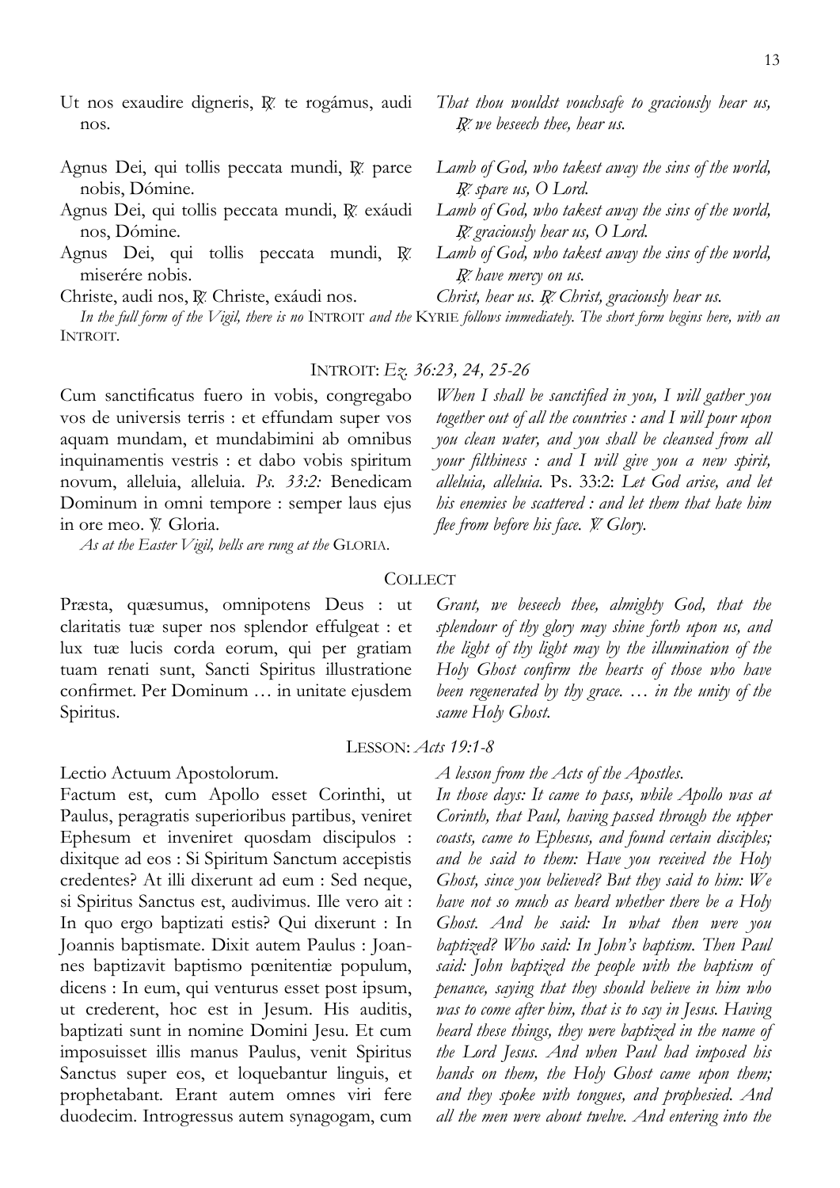Ut nos exaudire digneris, ℟. te rogámus, audi nos. | *That thou wouldst vouchsafe to graciously hear us, ℟. we beseech thee, hear us.*

Agnus Dei, qui tollis peccata mundi, ℟. parce nobis, Dómine. | *Lamb of God, who takest away the sins of the world, ℟. spare us, O Lord.*

Agnus Dei, qui tollis peccata mundi, ℟. exáudi nos, Dómine. | *Lamb of God, who takest away the sins of the world, ℟. graciously hear us, O Lord.*

Agnus Dei, qui tollis peccata mundi, ℟. miserére nobis. | *Lamb of God, who takest away the sins of the world, ℟. have mercy on us.*

Christe, audi nos, ℟. Christe, exáudi nos. | *Christ, hear us. ℟. Christ, graciously hear us.*

*In the full form of the Vigil, there is no* INTROIT *and the* KYRIE *follows immediately. The short form begins here, with an* INTROIT.

## INTROIT: *Ez. 36:23, 24, 25-26*

Cum sanctificatus fuero in vobis, congregabo vos de universis terris : et effundam super vos aquam mundam, et mundabimini ab omnibus inquinamentis vestris : et dabo vobis spiritum novum, alleluia, alleluia. *Ps. 33:2:* Benedicam Dominum in omni tempore : semper laus ejus in ore meo. ℣. Gloria.

*When I shall be sanctified in you, I will gather you together out of all the countries : and I will pour upon you clean water, and you shall be cleansed from all your filthiness : and I will give you a new spirit, alleluia, alleluia.* Ps. 33:2: *Let God arise, and let his enemies be scattered : and let them that hate him flee from before his face. ℣. Glory.*

*As at the Easter Vigil, bells are rung at the* GLORIA.

## COLLECT

Præsta, quæsumus, omnipotens Deus : ut claritatis tuæ super nos splendor effulgeat : et lux tuæ lucis corda eorum, qui per gratiam tuam renati sunt, Sancti Spiritus illustratione confirmet. Per Dominum … in unitate ejusdem Spiritus.

*Grant, we beseech thee, almighty God, that the splendour of thy glory may shine forth upon us, and the light of thy light may by the illumination of the Holy Ghost confirm the hearts of those who have been regenerated by thy grace. … in the unity of the same Holy Ghost.*

## LESSON: *Acts 19:1-8*

Lectio Actuum Apostolorum.

Factum est, cum Apollo esset Corinthi, ut Paulus, peragratis superioribus partibus, veniret Ephesum et inveniret quosdam discipulos : dixitque ad eos : Si Spiritum Sanctum accepistis credentes? At illi dixerunt ad eum : Sed neque, si Spiritus Sanctus est, audivimus. Ille vero ait : In quo ergo baptizati estis? Qui dixerunt : In Joannis baptismate. Dixit autem Paulus : Joannes baptizavit baptismo pœnitentiæ populum, dicens : In eum, qui venturus esset post ipsum, ut crederent, hoc est in Jesum. His auditis, baptizati sunt in nomine Domini Jesu. Et cum imposuisset illis manus Paulus, venit Spiritus Sanctus super eos, et loquebantur linguis, et prophetabant. Erant autem omnes viri fere duodecim. Introgressus autem synagogam, cum

*A lesson from the Acts of the Apostles.*

*In those days: It came to pass, while Apollo was at Corinth, that Paul, having passed through the upper coasts, came to Ephesus, and found certain disciples; and he said to them: Have you received the Holy Ghost, since you believed? But they said to him: We have not so much as heard whether there be a Holy Ghost. And he said: In what then were you baptized? Who said: In John's baptism. Then Paul said: John baptized the people with the baptism of penance, saying that they should believe in him who was to come after him, that is to say in Jesus. Having heard these things, they were baptized in the name of the Lord Jesus. And when Paul had imposed his hands on them, the Holy Ghost came upon them; and they spoke with tongues, and prophesied. And all the men were about twelve. And entering into the*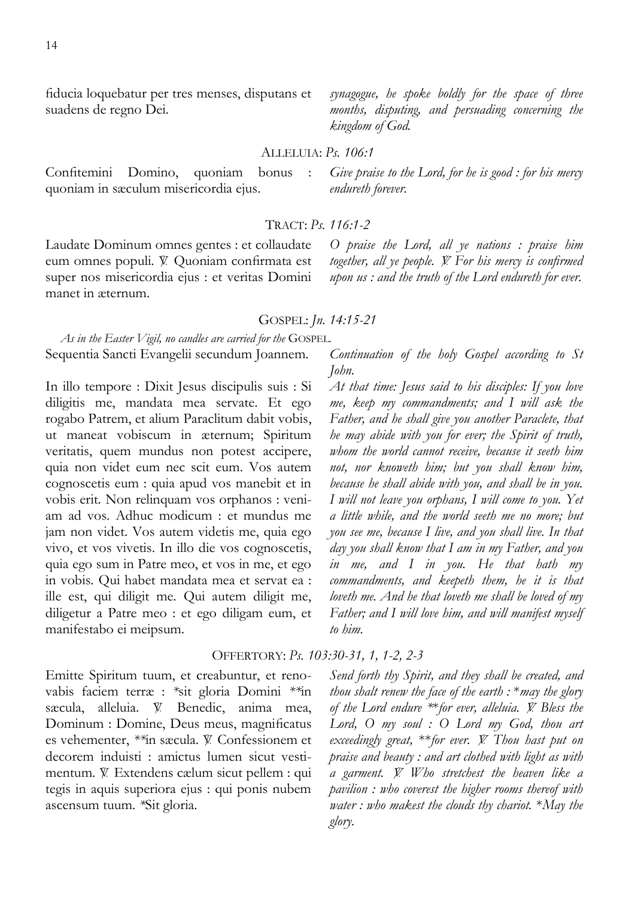fiducia loquebatur per tres menses, disputans et suadens de regno Dei.

*synagogue, he spoke boldly for the space of three months, disputing, and persuading concerning the kingdom of God.*

## ALLELUIA: *Ps. 106:1*

Confitemini Domino, quoniam bonus : quoniam in sæculum misericordia ejus.

*Give praise to the Lord, for he is good : for his mercy endureth forever.*

## TRACT: *Ps. 116:1-2*

Laudate Dominum omnes gentes : et collaudate eum omnes populi. ℣. Quoniam confirmata est super nos misericordia ejus : et veritas Domini manet in æternum.

*O praise the Lord, all ye nations : praise him together, all ye people. ℣. For his mercy is confirmed upon us : and the truth of the Lord endureth for ever.*

## GOSPEL: *Jn. 14:15-21*

*As in the Easter Vigil, no candles are carried for the* GOSPEL.

Sequentia Sancti Evangelii secundum Joannem.

*Continuation of the holy Gospel according to St John.*

In illo tempore : Dixit Jesus discipulis suis : Si diligitis me, mandata mea servate. Et ego rogabo Patrem, et alium Paraclitum dabit vobis, ut maneat vobiscum in æternum; Spiritum veritatis, quem mundus non potest accipere, quia non videt eum nec scit eum. Vos autem cognoscetis eum : quia apud vos manebit et in vobis erit. Non relinquam vos orphanos : veniam ad vos. Adhuc modicum : et mundus me jam non videt. Vos autem videtis me, quia ego vivo, et vos vivetis. In illo die vos cognoscetis, quia ego sum in Patre meo, et vos in me, et ego in vobis. Qui habet mandata mea et servat ea : ille est, qui diligit me. Qui autem diligit me, diligetur a Patre meo : et ego diligam eum, et manifestabo ei meipsum.

*At that time: Jesus said to his disciples: If you love me, keep my commandments; and I will ask the Father, and he shall give you another Paraclete, that he may abide with you for ever; the Spirit of truth, whom the world cannot receive, because it seeth him not, nor knoweth him; but you shall know him, because he shall abide with you, and shall be in you. I will not leave you orphans, I will come to you. Yet a little while, and the world seeth me no more; but you see me, because I live, and you shall live. In that day you shall know that I am in my Father, and you in me, and I in you. He that hath my commandments, and keepeth them, he it is that loveth me. And he that loveth me shall be loved of my Father; and I will love him, and will manifest myself to him.*

## OFFERTORY: *Ps. 103:30-31, 1, 1-2, 2-3*

Emitte Spiritum tuum, et creabuntur, et renovabis faciem terræ : *sit gloria Domini **in sæcula, alleluia. ℣. Benedic, anima mea, Dominum : Domine, Deus meus, magnificatus es vehementer, **in sæcula. ℣. Confessionem et decorem induisti : amictus lumen sicut vestimentum. ℣. Extendens cælum sicut pellem : qui tegis in aquis superiora ejus : qui ponis nubem ascensum tuum. *Sit gloria.

*Send forth thy Spirit, and they shall be created, and thou shalt renew the face of the earth : *may the glory of the Lord endure **for ever, alleluia. ℣. Bless the Lord, O my soul : O Lord my God, thou art exceedingly great, **for ever. ℣. Thou hast put on praise and beauty : and art clothed with light as with a garment. ℣. Who stretchest the heaven like a pavilion : who coverest the higher rooms thereof with water : who makest the clouds thy chariot. *May the glory.*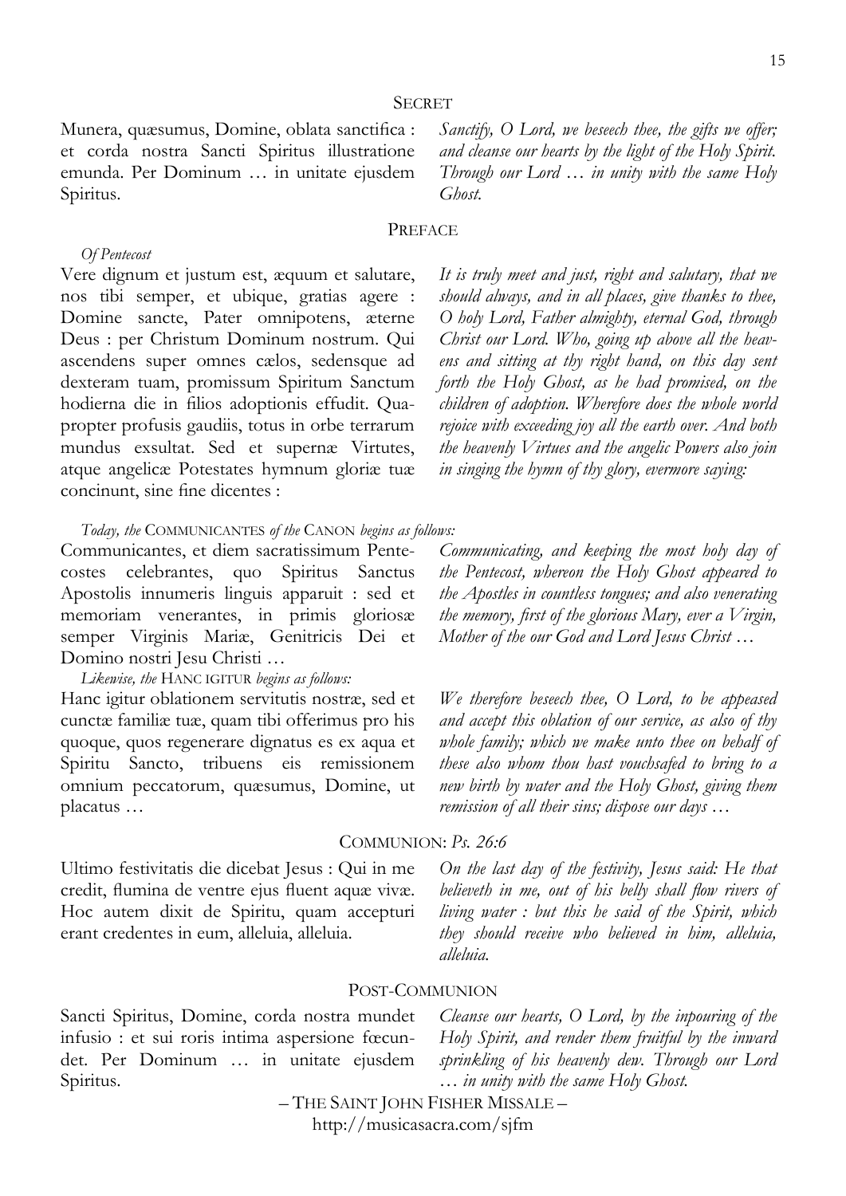## SECRET

Munera, quæsumus, Domine, oblata sanctifica : et corda nostra Sancti Spiritus illustratione emunda. Per Dominum … in unitate ejusdem Spiritus.

*Sanctify, O Lord, we beseech thee, the gifts we offer; and cleanse our hearts by the light of the Holy Spirit. Through our Lord … in unity with the same Holy Ghost.*

## PREFACE

*Of Pentecost*

Vere dignum et justum est, æquum et salutare, nos tibi semper, et ubique, gratias agere : Domine sancte, Pater omnipotens, æterne Deus : per Christum Dominum nostrum. Qui ascendens super omnes cælos, sedensque ad dexteram tuam, promissum Spiritum Sanctum hodierna die in filios adoptionis effudit. Quapropter profusis gaudiis, totus in orbe terrarum mundus exsultat. Sed et supernæ Virtutes, atque angelicæ Potestates hymnum gloriæ tuæ concinunt, sine fine dicentes :

*It is truly meet and just, right and salutary, that we should always, and in all places, give thanks to thee, O holy Lord, Father almighty, eternal God, through Christ our Lord. Who, going up above all the heavens and sitting at thy right hand, on this day sent forth the Holy Ghost, as he had promised, on the children of adoption. Wherefore does the whole world rejoice with exceeding joy all the earth over. And both the heavenly Virtues and the angelic Powers also join in singing the hymn of thy glory, evermore saying:*

*Today, the* COMMUNICANTES *of the* CANON *begins as follows:*

Communicantes, et diem sacratissimum Pentecostes celebrantes, quo Spiritus Sanctus Apostolis innumeris linguis apparuit : sed et memoriam venerantes, in primis gloriosæ semper Virginis Mariæ, Genitricis Dei et Domino nostri Jesu Christi …

*Communicating, and keeping the most holy day of the Pentecost, whereon the Holy Ghost appeared to the Apostles in countless tongues; and also venerating the memory, first of the glorious Mary, ever a Virgin, Mother of the our God and Lord Jesus Christ …*

*Likewise, the* HANC IGITUR *begins as follows:*

Hanc igitur oblationem servitutis nostræ, sed et cunctæ familiæ tuæ, quam tibi offerimus pro his quoque, quos regenerare dignatus es ex aqua et Spiritu Sancto, tribuens eis remissionem omnium peccatorum, quæsumus, Domine, ut placatus …

*We therefore beseech thee, O Lord, to be appeased and accept this oblation of our service, as also of thy whole family; which we make unto thee on behalf of these also whom thou hast vouchsafed to bring to a new birth by water and the Holy Ghost, giving them remission of all their sins; dispose our days …*

## COMMUNION: *Ps. 26:6*

Ultimo festivitatis die dicebat Jesus : Qui in me credit, flumina de ventre ejus fluent aquæ vivæ. Hoc autem dixit de Spiritu, quam accepturi erant credentes in eum, alleluia, alleluia.

*On the last day of the festivity, Jesus said: He that believeth in me, out of his belly shall flow rivers of living water : but this he said of the Spirit, which they should receive who believed in him, alleluia, alleluia.*

## POST-COMMUNION

Sancti Spiritus, Domine, corda nostra mundet infusio : et sui roris intima aspersione fœcundet. Per Dominum … in unitate ejusdem Spiritus.

*Cleanse our hearts, O Lord, by the inpouring of the Holy Spirit, and render them fruitful by the inward sprinkling of his heavenly dew. Through our Lord … in unity with the same Holy Ghost.*

– THE SAINT JOHN FISHER MISSALE –
http://musicasacra.com/sjfm